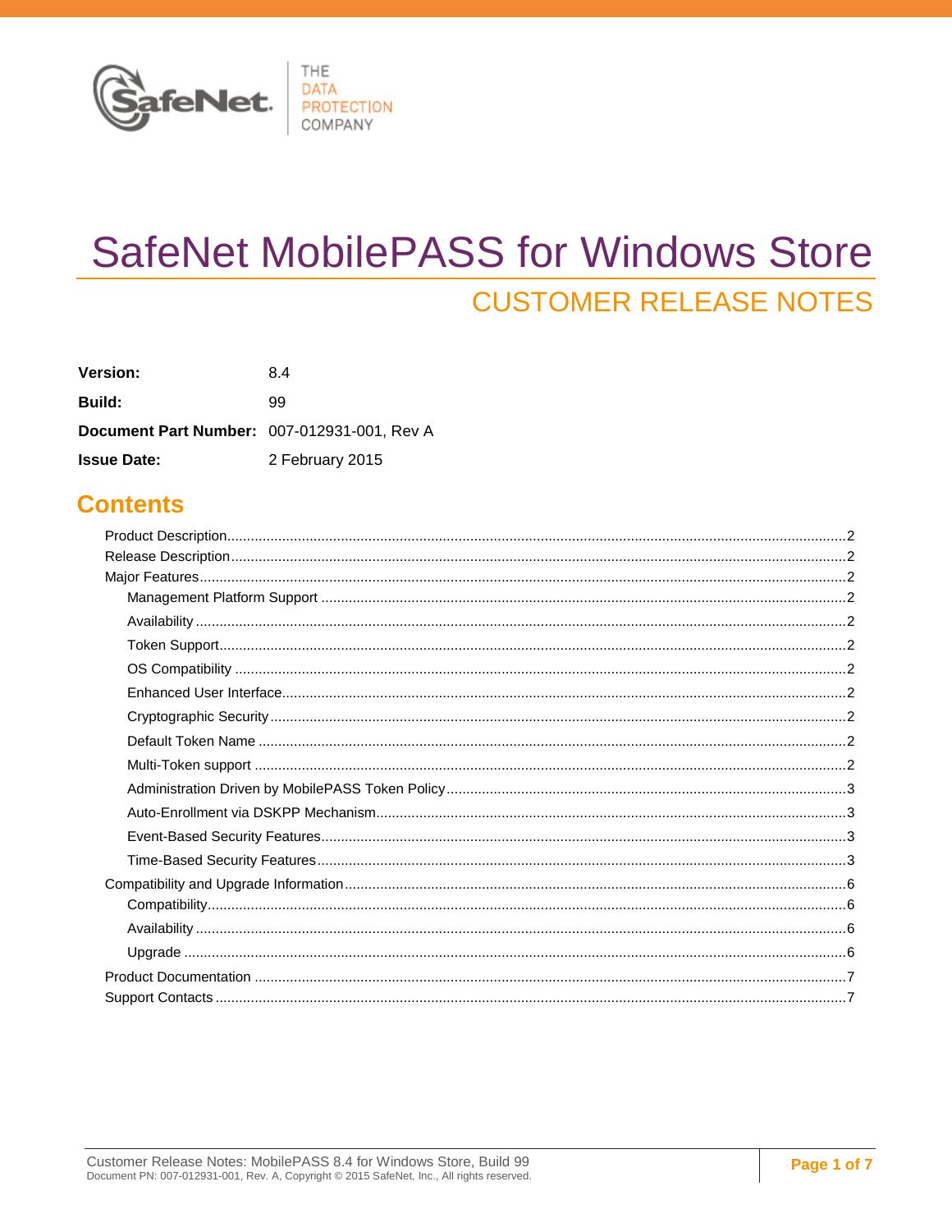THE DATA PROTECTION COMPANY

# SafeNet MobilePASS for Windows Store

## CUSTOMER RELEASE NOTES

| | |
|---|---|
| **Version:** | 8.4 |
| **Build:** | 99 |
| **Document Part Number:** | 007-012931-001, Rev A |
| **Issue Date:** | 2 February 2015 |

## Contents

- Product Description....2
- Release Description....2
- Major Features....2
  - Management Platform Support....2
  - Availability....2
  - Token Support....2
  - OS Compatibility....2
  - Enhanced User Interface....2
  - Cryptographic Security....2
  - Default Token Name....2
  - Multi-Token support....2
  - Administration Driven by MobilePASS Token Policy....3
  - Auto-Enrollment via DSKPP Mechanism....3
  - Event-Based Security Features....3
  - Time-Based Security Features....3
- Compatibility and Upgrade Information....6
  - Compatibility....6
  - Availability....6
  - Upgrade....6
- Product Documentation....7
- Support Contacts....7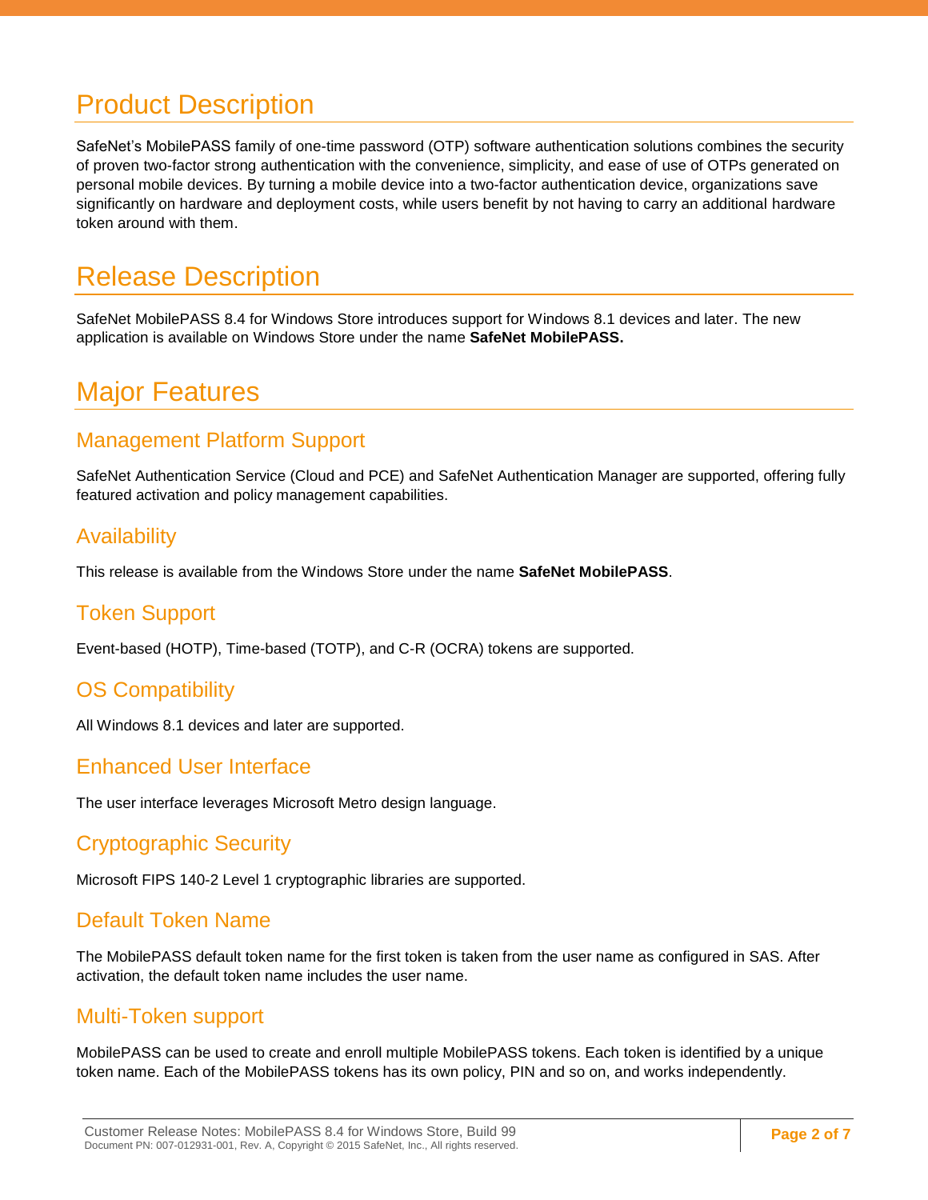# Product Description

SafeNet's MobilePASS family of one-time password (OTP) software authentication solutions combines the security of proven two-factor strong authentication with the convenience, simplicity, and ease of use of OTPs generated on personal mobile devices. By turning a mobile device into a two-factor authentication device, organizations save significantly on hardware and deployment costs, while users benefit by not having to carry an additional hardware token around with them.

# Release Description

SafeNet MobilePASS 8.4 for Windows Store introduces support for Windows 8.1 devices and later. The new application is available on Windows Store under the name **SafeNet MobilePASS.**

# Major Features

## Management Platform Support

SafeNet Authentication Service (Cloud and PCE) and SafeNet Authentication Manager are supported, offering fully featured activation and policy management capabilities.

## Availability

This release is available from the Windows Store under the name **SafeNet MobilePASS**.

## Token Support

Event-based (HOTP), Time-based (TOTP), and C-R (OCRA) tokens are supported.

## OS Compatibility

All Windows 8.1 devices and later are supported.

## Enhanced User Interface

The user interface leverages Microsoft Metro design language.

## Cryptographic Security

Microsoft FIPS 140-2 Level 1 cryptographic libraries are supported.

## Default Token Name

The MobilePASS default token name for the first token is taken from the user name as configured in SAS. After activation, the default token name includes the user name.

## Multi-Token support

MobilePASS can be used to create and enroll multiple MobilePASS tokens. Each token is identified by a unique token name. Each of the MobilePASS tokens has its own policy, PIN and so on, and works independently.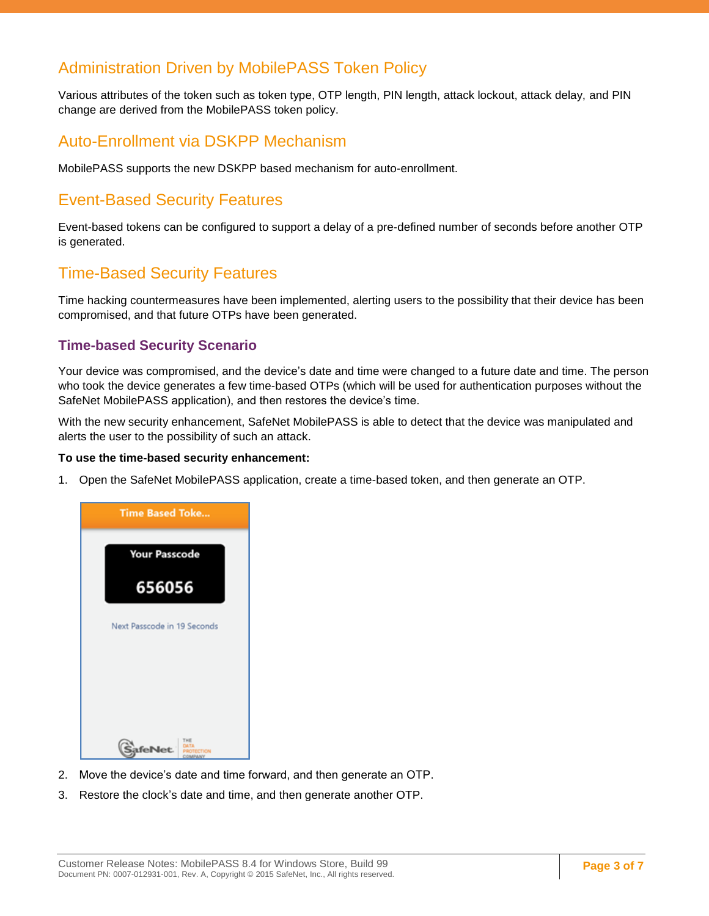## Administration Driven by MobilePASS Token Policy

Various attributes of the token such as token type, OTP length, PIN length, attack lockout, attack delay, and PIN change are derived from the MobilePASS token policy.

## Auto-Enrollment via DSKPP Mechanism

MobilePASS supports the new DSKPP based mechanism for auto-enrollment.

## Event-Based Security Features

Event-based tokens can be configured to support a delay of a pre-defined number of seconds before another OTP is generated.

## Time-Based Security Features

Time hacking countermeasures have been implemented, alerting users to the possibility that their device has been compromised, and that future OTPs have been generated.

### Time-based Security Scenario

Your device was compromised, and the device's date and time were changed to a future date and time. The person who took the device generates a few time-based OTPs (which will be used for authentication purposes without the SafeNet MobilePASS application), and then restores the device's time.

With the new security enhancement, SafeNet MobilePASS is able to detect that the device was manipulated and alerts the user to the possibility of such an attack.

**To use the time-based security enhancement:**

1. Open the SafeNet MobilePASS application, create a time-based token, and then generate an OTP.

2. Move the device's date and time forward, and then generate an OTP.
3. Restore the clock's date and time, and then generate another OTP.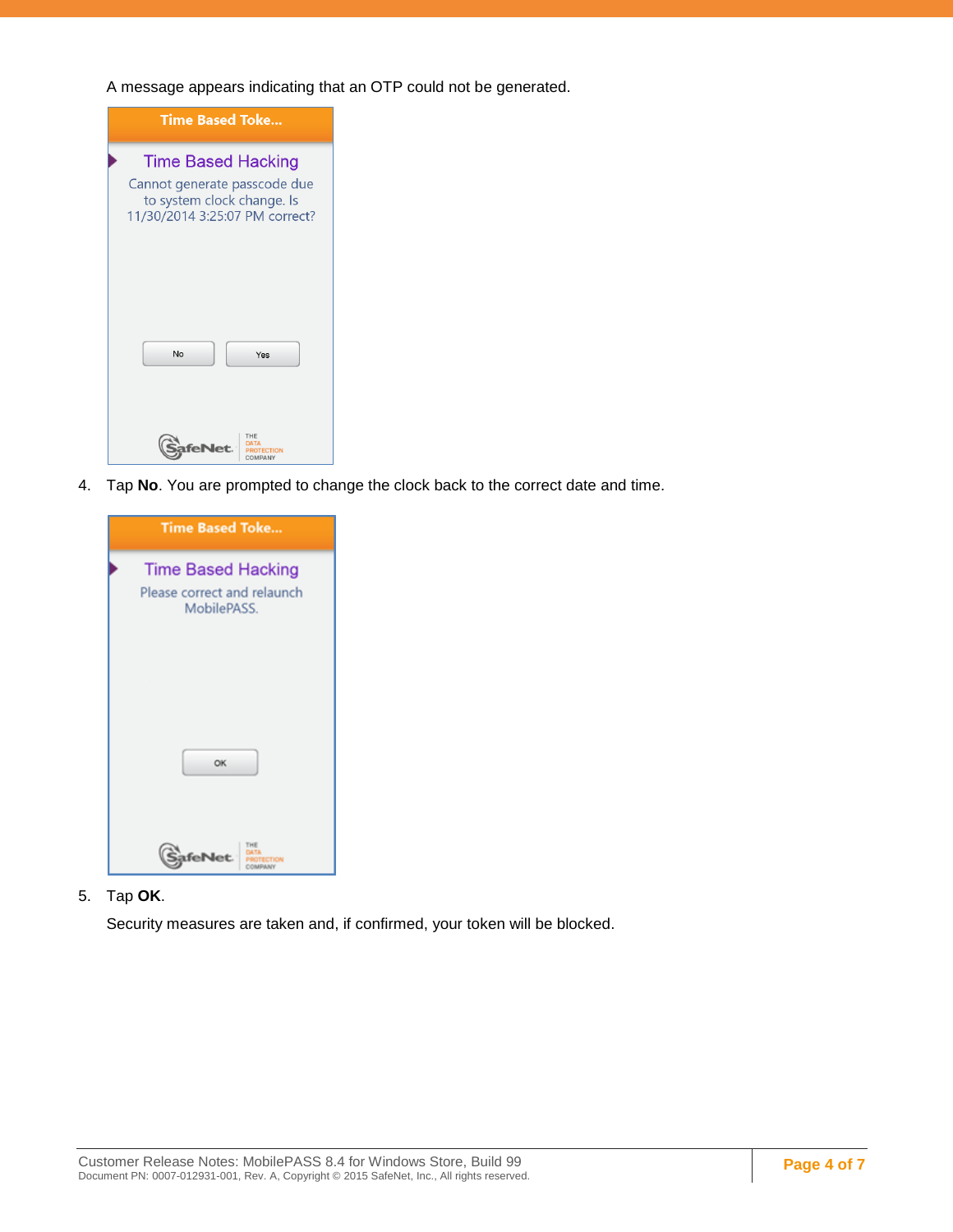A message appears indicating that an OTP could not be generated.

4. Tap **No**. You are prompted to change the clock back to the correct date and time.

5. Tap **OK**.

   Security measures are taken and, if confirmed, your token will be blocked.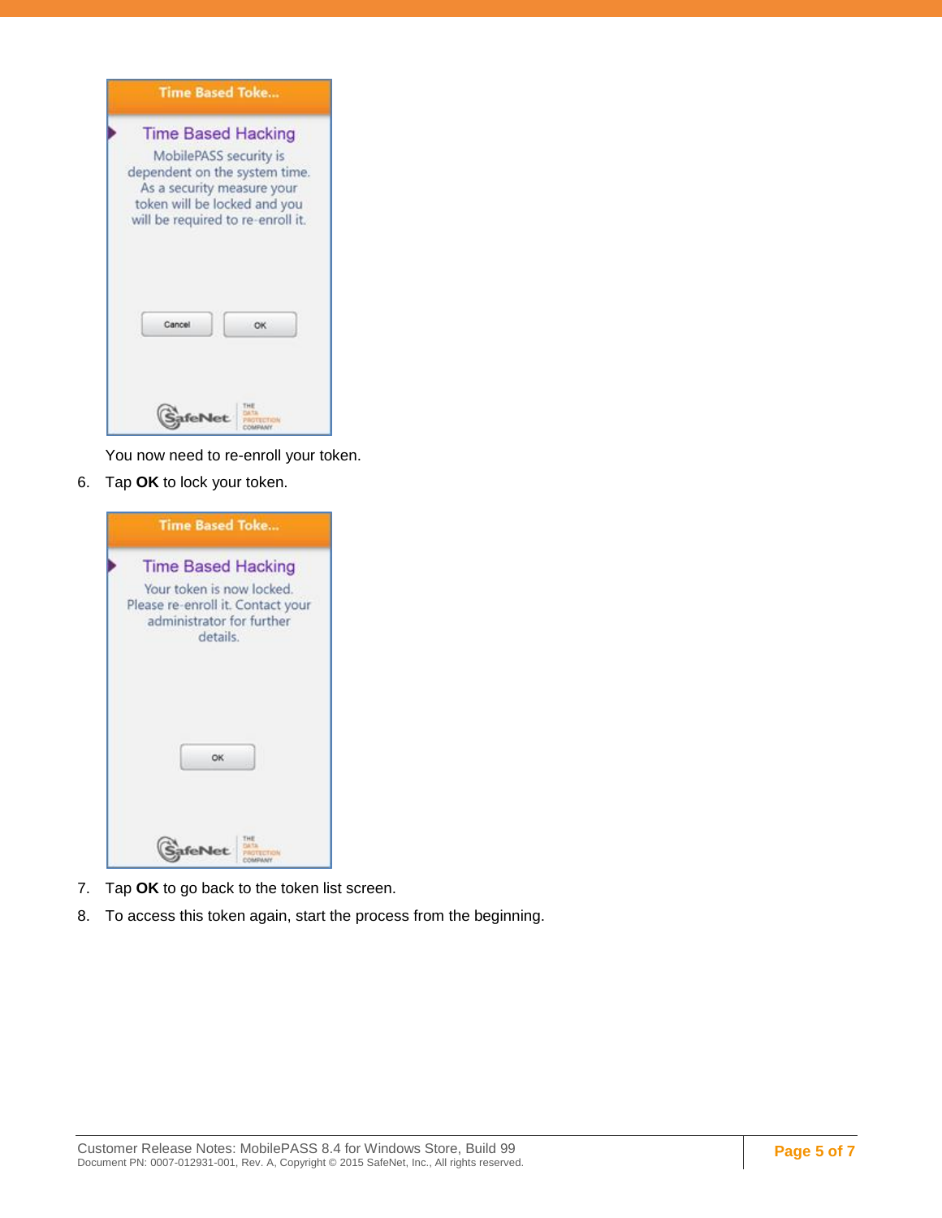You now need to re-enroll your token.

6. Tap **OK** to lock your token.

7. Tap **OK** to go back to the token list screen.
8. To access this token again, start the process from the beginning.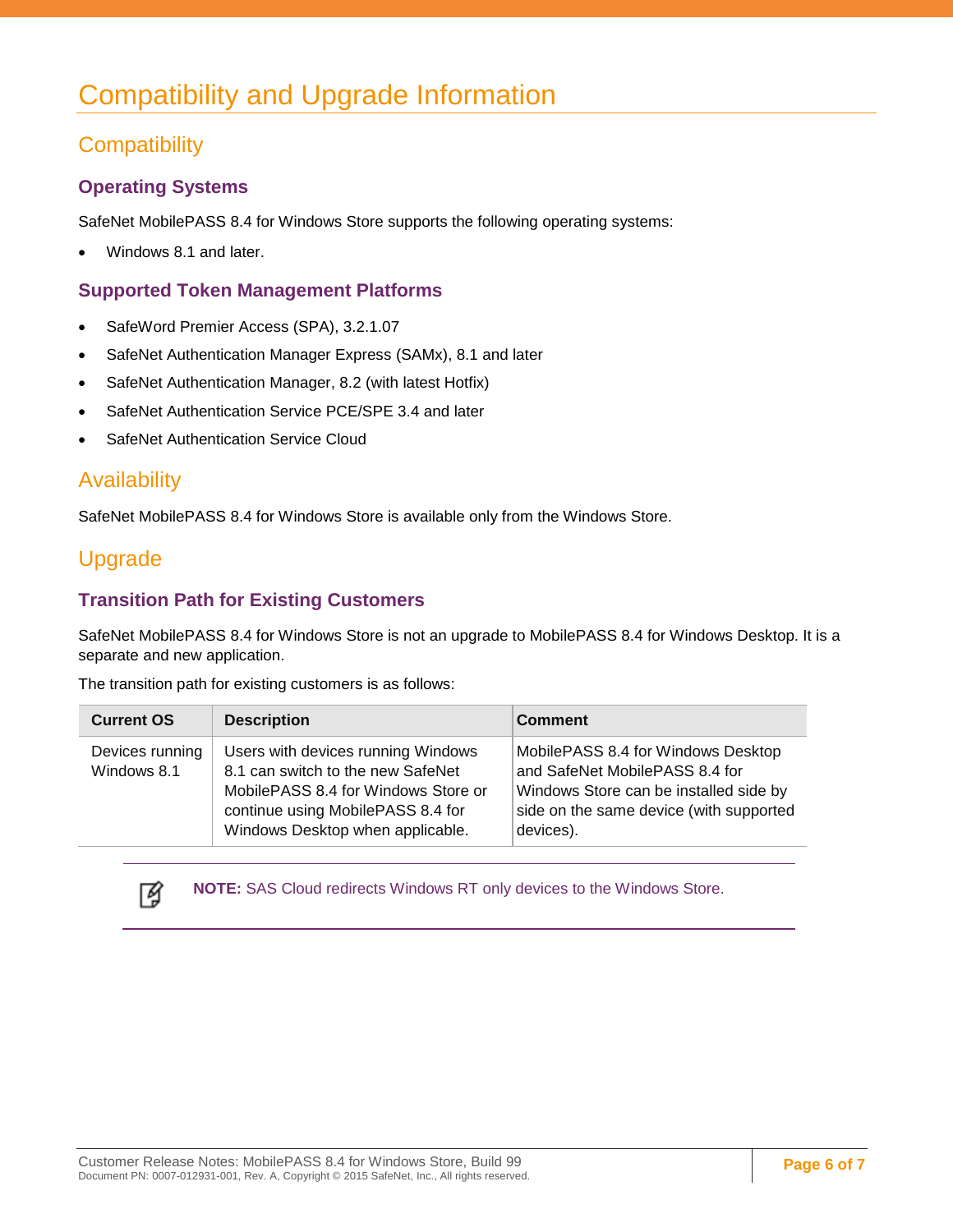# Compatibility and Upgrade Information

## Compatibility

### Operating Systems

SafeNet MobilePASS 8.4 for Windows Store supports the following operating systems:

- Windows 8.1 and later.

### Supported Token Management Platforms

- SafeWord Premier Access (SPA), 3.2.1.07
- SafeNet Authentication Manager Express (SAMx), 8.1 and later
- SafeNet Authentication Manager, 8.2 (with latest Hotfix)
- SafeNet Authentication Service PCE/SPE 3.4 and later
- SafeNet Authentication Service Cloud

## Availability

SafeNet MobilePASS 8.4 for Windows Store is available only from the Windows Store.

## Upgrade

### Transition Path for Existing Customers

SafeNet MobilePASS 8.4 for Windows Store is not an upgrade to MobilePASS 8.4 for Windows Desktop. It is a separate and new application.

The transition path for existing customers is as follows:

| Current OS | Description | Comment |
|---|---|---|
| Devices running Windows 8.1 | Users with devices running Windows 8.1 can switch to the new SafeNet MobilePASS 8.4 for Windows Store or continue using MobilePASS 8.4 for Windows Desktop when applicable. | MobilePASS 8.4 for Windows Desktop and SafeNet MobilePASS 8.4 for Windows Store can be installed side by side on the same device (with supported devices). |

**NOTE:** SAS Cloud redirects Windows RT only devices to the Windows Store.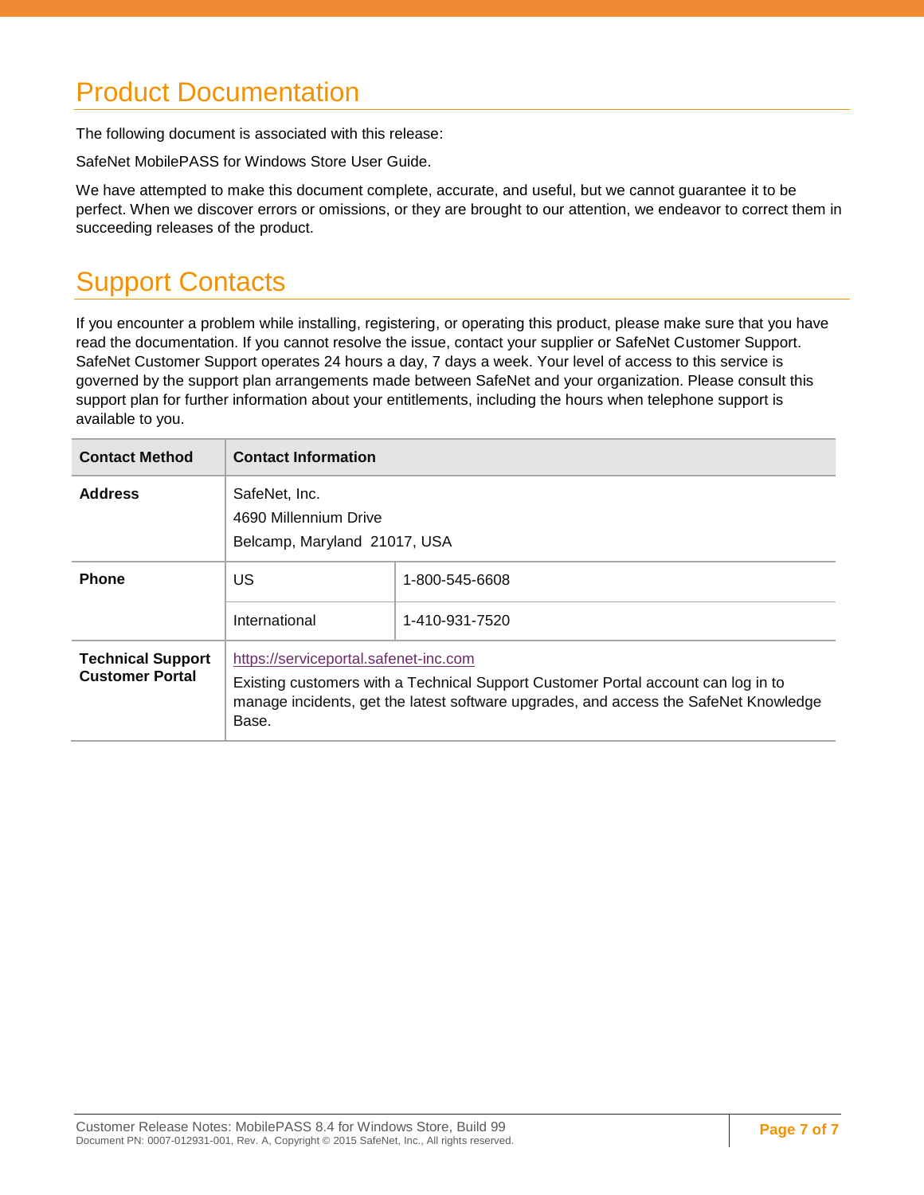# Product Documentation

The following document is associated with this release:

SafeNet MobilePASS for Windows Store User Guide.

We have attempted to make this document complete, accurate, and useful, but we cannot guarantee it to be perfect. When we discover errors or omissions, or they are brought to our attention, we endeavor to correct them in succeeding releases of the product.

# Support Contacts

If you encounter a problem while installing, registering, or operating this product, please make sure that you have read the documentation. If you cannot resolve the issue, contact your supplier or SafeNet Customer Support. SafeNet Customer Support operates 24 hours a day, 7 days a week. Your level of access to this service is governed by the support plan arrangements made between SafeNet and your organization. Please consult this support plan for further information about your entitlements, including the hours when telephone support is available to you.

| Contact Method | Contact Information | |
|---|---|---|
| **Address** | SafeNet, Inc.<br>4690 Millennium Drive<br>Belcamp, Maryland 21017, USA | |
| **Phone** | US | 1-800-545-6608 |
| | International | 1-410-931-7520 |
| **Technical Support Customer Portal** | https://serviceportal.safenet-inc.com<br>Existing customers with a Technical Support Customer Portal account can log in to manage incidents, get the latest software upgrades, and access the SafeNet Knowledge Base. | |